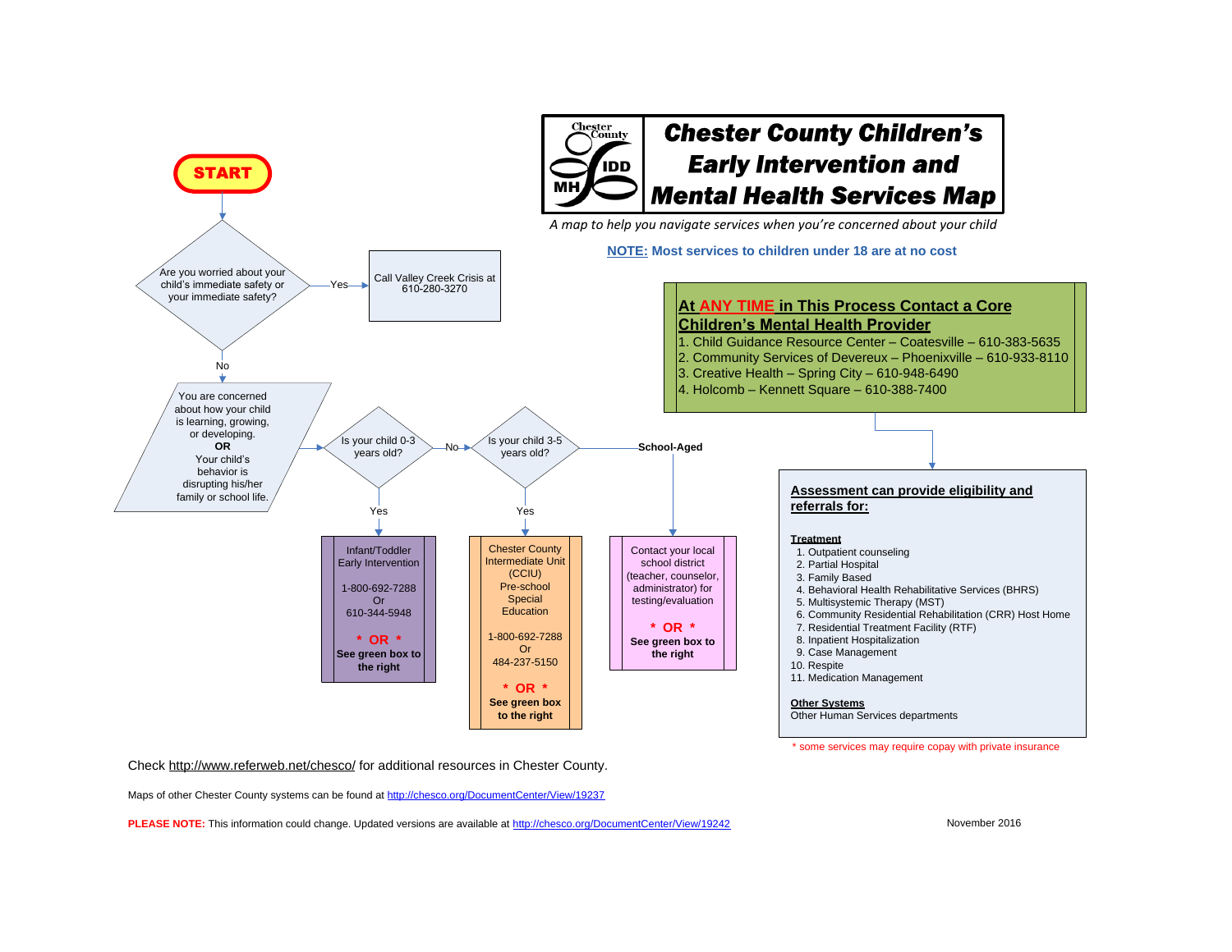# Chester County Children's Early Intervention and Mental Health Services Map

*A map to help you navigate services when you're concerned about your child*

**NOTE: Most services to children under 18 are at no cost**

**START**

Are you worried about your child's immediate safety or your immediate safety?

- **Yes** → Call Valley Creek Crisis at 610-280-3270
- **No** → You are concerned about how your child is learning, growing, or developing. **OR** Your child's behavior is disrupting his/her family or school life.

Is your child 0-3 years old?

- **Yes** → Infant/Toddler Early Intervention
  1-800-692-7288
  Or
  610-344-5948
  **\* OR \***
  **See green box to the right**
- **No** → Is your child 3-5 years old?
  - **Yes** → Chester County Intermediate Unit (CCIU) Pre-school Special Education
    1-800-692-7288
    Or
    484-237-5150
    **\* OR \***
    **See green box to the right**
  - **School-Aged** → Contact your local school district (teacher, counselor, administrator) for testing/evaluation
    **\* OR \***
    **See green box to the right**

## At ANY TIME in This Process Contact a Core Children's Mental Health Provider

1. Child Guidance Resource Center – Coatesville – 610-383-5635
2. Community Services of Devereux – Phoenixville – 610-933-8110
3. Creative Health – Spring City – 610-948-6490
4. Holcomb – Kennett Square – 610-388-7400

## Assessment can provide eligibility and referrals for:

**Treatment**

1. Outpatient counseling
2. Partial Hospital
3. Family Based
4. Behavioral Health Rehabilitative Services (BHRS)
5. Multisystemic Therapy (MST)
6. Community Residential Rehabilitation (CRR) Host Home
7. Residential Treatment Facility (RTF)
8. Inpatient Hospitalization
9. Case Management
10. Respite
11. Medication Management

**Other Systems**

Other Human Services departments

\* some services may require copay with private insurance

Check http://www.referweb.net/chesco/ for additional resources in Chester County.

Maps of other Chester County systems can be found at http://chesco.org/DocumentCenter/View/19237

**PLEASE NOTE:** This information could change. Updated versions are available at http://chesco.org/DocumentCenter/View/19242

November 2016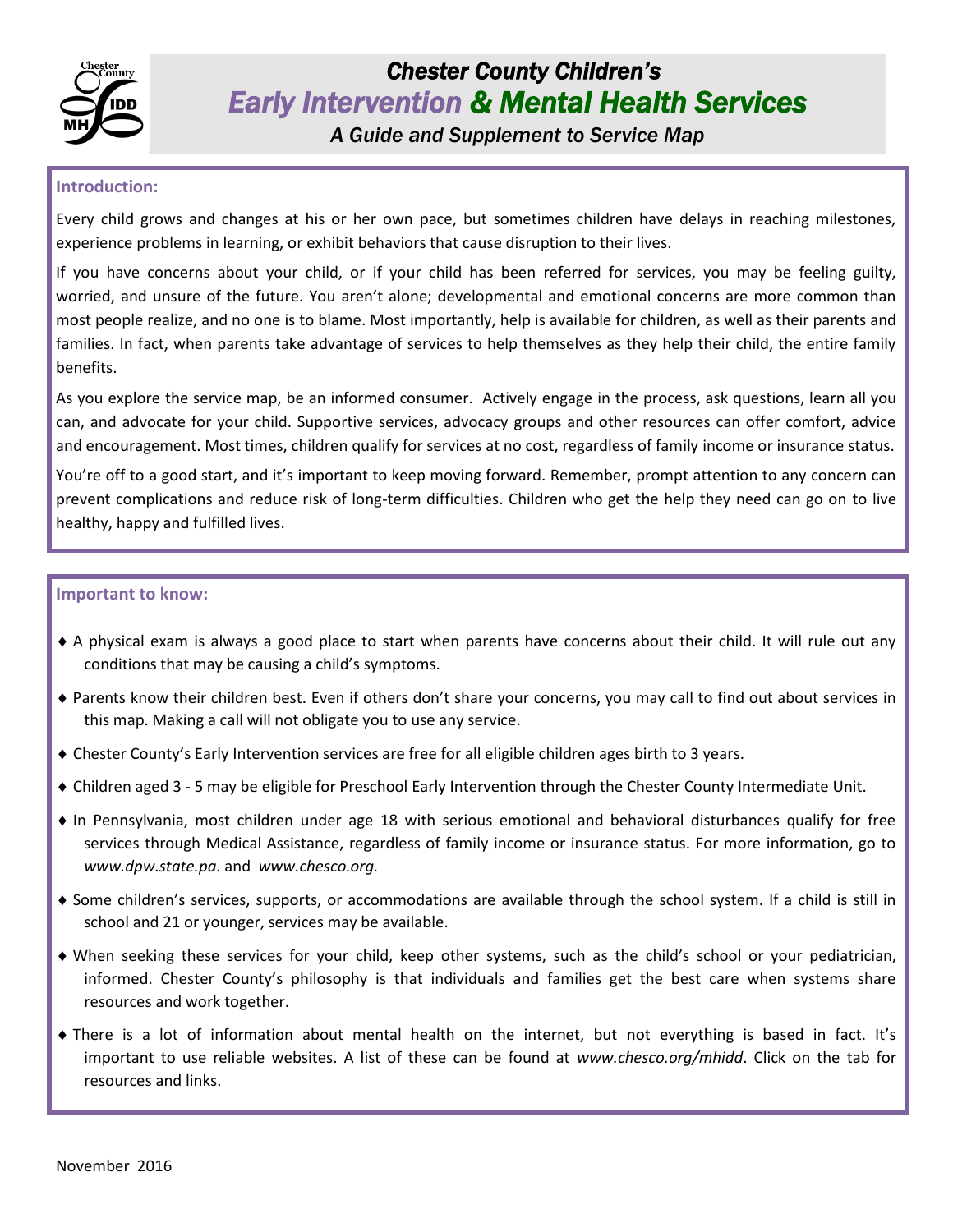# Chester County Children's

## *Early Intervention* & *Mental Health Services*

*A Guide and Supplement to Service Map*

### Introduction:

Every child grows and changes at his or her own pace, but sometimes children have delays in reaching milestones, experience problems in learning, or exhibit behaviors that cause disruption to their lives.

If you have concerns about your child, or if your child has been referred for services, you may be feeling guilty, worried, and unsure of the future. You aren't alone; developmental and emotional concerns are more common than most people realize, and no one is to blame. Most importantly, help is available for children, as well as their parents and families. In fact, when parents take advantage of services to help themselves as they help their child, the entire family benefits.

As you explore the service map, be an informed consumer. Actively engage in the process, ask questions, learn all you can, and advocate for your child. Supportive services, advocacy groups and other resources can offer comfort, advice and encouragement. Most times, children qualify for services at no cost, regardless of family income or insurance status.

You're off to a good start, and it's important to keep moving forward. Remember, prompt attention to any concern can prevent complications and reduce risk of long-term difficulties. Children who get the help they need can go on to live healthy, happy and fulfilled lives.

### Important to know:

- A physical exam is always a good place to start when parents have concerns about their child. It will rule out any conditions that may be causing a child's symptoms.
- Parents know their children best. Even if others don't share your concerns, you may call to find out about services in this map. Making a call will not obligate you to use any service.
- Chester County's Early Intervention services are free for all eligible children ages birth to 3 years.
- Children aged 3 - 5 may be eligible for Preschool Early Intervention through the Chester County Intermediate Unit.
- In Pennsylvania, most children under age 18 with serious emotional and behavioral disturbances qualify for free services through Medical Assistance, regardless of family income or insurance status. For more information, go to *www.dpw.state.pa*. and *www.chesco.org.*
- Some children's services, supports, or accommodations are available through the school system. If a child is still in school and 21 or younger, services may be available.
- When seeking these services for your child, keep other systems, such as the child's school or your pediatrician, informed. Chester County's philosophy is that individuals and families get the best care when systems share resources and work together.
- There is a lot of information about mental health on the internet, but not everything is based in fact. It's important to use reliable websites. A list of these can be found at *www.chesco.org/mhidd*. Click on the tab for resources and links.

November 2016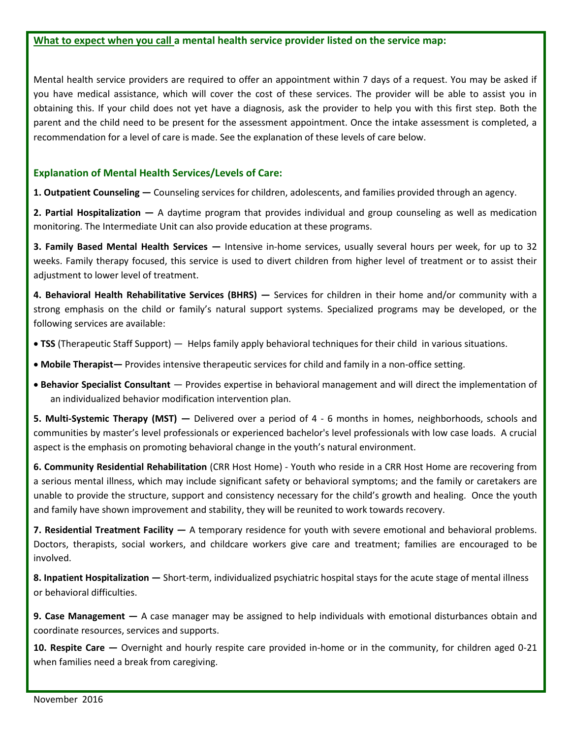## What to expect when you call a mental health service provider listed on the service map:

Mental health service providers are required to offer an appointment within 7 days of a request. You may be asked if you have medical assistance, which will cover the cost of these services. The provider will be able to assist you in obtaining this. If your child does not yet have a diagnosis, ask the provider to help you with this first step. Both the parent and the child need to be present for the assessment appointment. Once the intake assessment is completed, a recommendation for a level of care is made. See the explanation of these levels of care below.

### Explanation of Mental Health Services/Levels of Care:

**1. Outpatient Counseling —** Counseling services for children, adolescents, and families provided through an agency.

**2. Partial Hospitalization —** A daytime program that provides individual and group counseling as well as medication monitoring. The Intermediate Unit can also provide education at these programs.

**3. Family Based Mental Health Services —** Intensive in-home services, usually several hours per week, for up to 32 weeks. Family therapy focused, this service is used to divert children from higher level of treatment or to assist their adjustment to lower level of treatment.

**4. Behavioral Health Rehabilitative Services (BHRS) —** Services for children in their home and/or community with a strong emphasis on the child or family's natural support systems. Specialized programs may be developed, or the following services are available:

- **TSS** (Therapeutic Staff Support) — Helps family apply behavioral techniques for their child in various situations.
- **Mobile Therapist—** Provides intensive therapeutic services for child and family in a non-office setting.
- **Behavior Specialist Consultant** — Provides expertise in behavioral management and will direct the implementation of an individualized behavior modification intervention plan.

**5. Multi-Systemic Therapy (MST) —** Delivered over a period of 4 - 6 months in homes, neighborhoods, schools and communities by master's level professionals or experienced bachelor's level professionals with low case loads. A crucial aspect is the emphasis on promoting behavioral change in the youth's natural environment.

**6. Community Residential Rehabilitation** (CRR Host Home) - Youth who reside in a CRR Host Home are recovering from a serious mental illness, which may include significant safety or behavioral symptoms; and the family or caretakers are unable to provide the structure, support and consistency necessary for the child's growth and healing. Once the youth and family have shown improvement and stability, they will be reunited to work towards recovery.

**7. Residential Treatment Facility —** A temporary residence for youth with severe emotional and behavioral problems. Doctors, therapists, social workers, and childcare workers give care and treatment; families are encouraged to be involved.

**8. Inpatient Hospitalization —** Short-term, individualized psychiatric hospital stays for the acute stage of mental illness or behavioral difficulties.

**9. Case Management —** A case manager may be assigned to help individuals with emotional disturbances obtain and coordinate resources, services and supports.

**10. Respite Care —** Overnight and hourly respite care provided in-home or in the community, for children aged 0-21 when families need a break from caregiving.

November 2016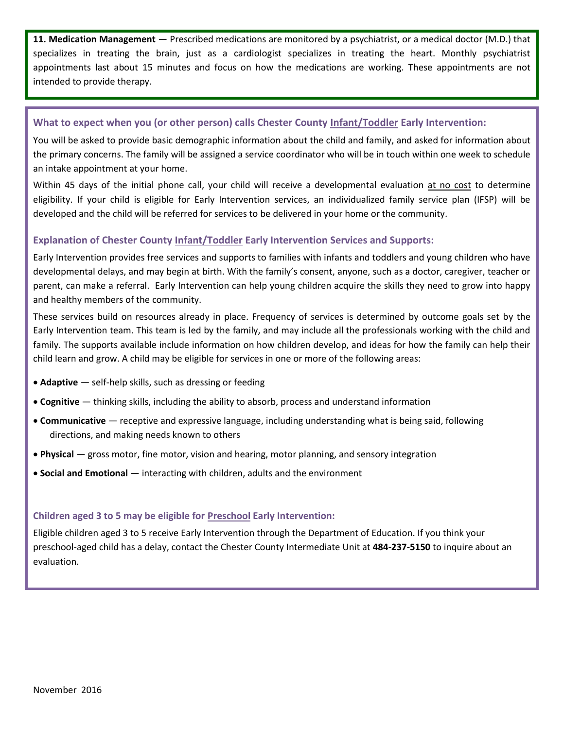**11. Medication Management** — Prescribed medications are monitored by a psychiatrist, or a medical doctor (M.D.) that specializes in treating the brain, just as a cardiologist specializes in treating the heart. Monthly psychiatrist appointments last about 15 minutes and focus on how the medications are working. These appointments are not intended to provide therapy.

### What to expect when you (or other person) calls Chester County Infant/Toddler Early Intervention:

You will be asked to provide basic demographic information about the child and family, and asked for information about the primary concerns. The family will be assigned a service coordinator who will be in touch within one week to schedule an intake appointment at your home.

Within 45 days of the initial phone call, your child will receive a developmental evaluation at no cost to determine eligibility. If your child is eligible for Early Intervention services, an individualized family service plan (IFSP) will be developed and the child will be referred for services to be delivered in your home or the community.

### Explanation of Chester County Infant/Toddler Early Intervention Services and Supports:

Early Intervention provides free services and supports to families with infants and toddlers and young children who have developmental delays, and may begin at birth. With the family's consent, anyone, such as a doctor, caregiver, teacher or parent, can make a referral. Early Intervention can help young children acquire the skills they need to grow into happy and healthy members of the community.

These services build on resources already in place. Frequency of services is determined by outcome goals set by the Early Intervention team. This team is led by the family, and may include all the professionals working with the child and family. The supports available include information on how children develop, and ideas for how the family can help their child learn and grow. A child may be eligible for services in one or more of the following areas:

- **Adaptive** — self-help skills, such as dressing or feeding
- **Cognitive** — thinking skills, including the ability to absorb, process and understand information
- **Communicative** — receptive and expressive language, including understanding what is being said, following directions, and making needs known to others
- **Physical** — gross motor, fine motor, vision and hearing, motor planning, and sensory integration
- **Social and Emotional** — interacting with children, adults and the environment

### Children aged 3 to 5 may be eligible for Preschool Early Intervention:

Eligible children aged 3 to 5 receive Early Intervention through the Department of Education. If you think your preschool-aged child has a delay, contact the Chester County Intermediate Unit at **484-237-5150** to inquire about an evaluation.

November 2016